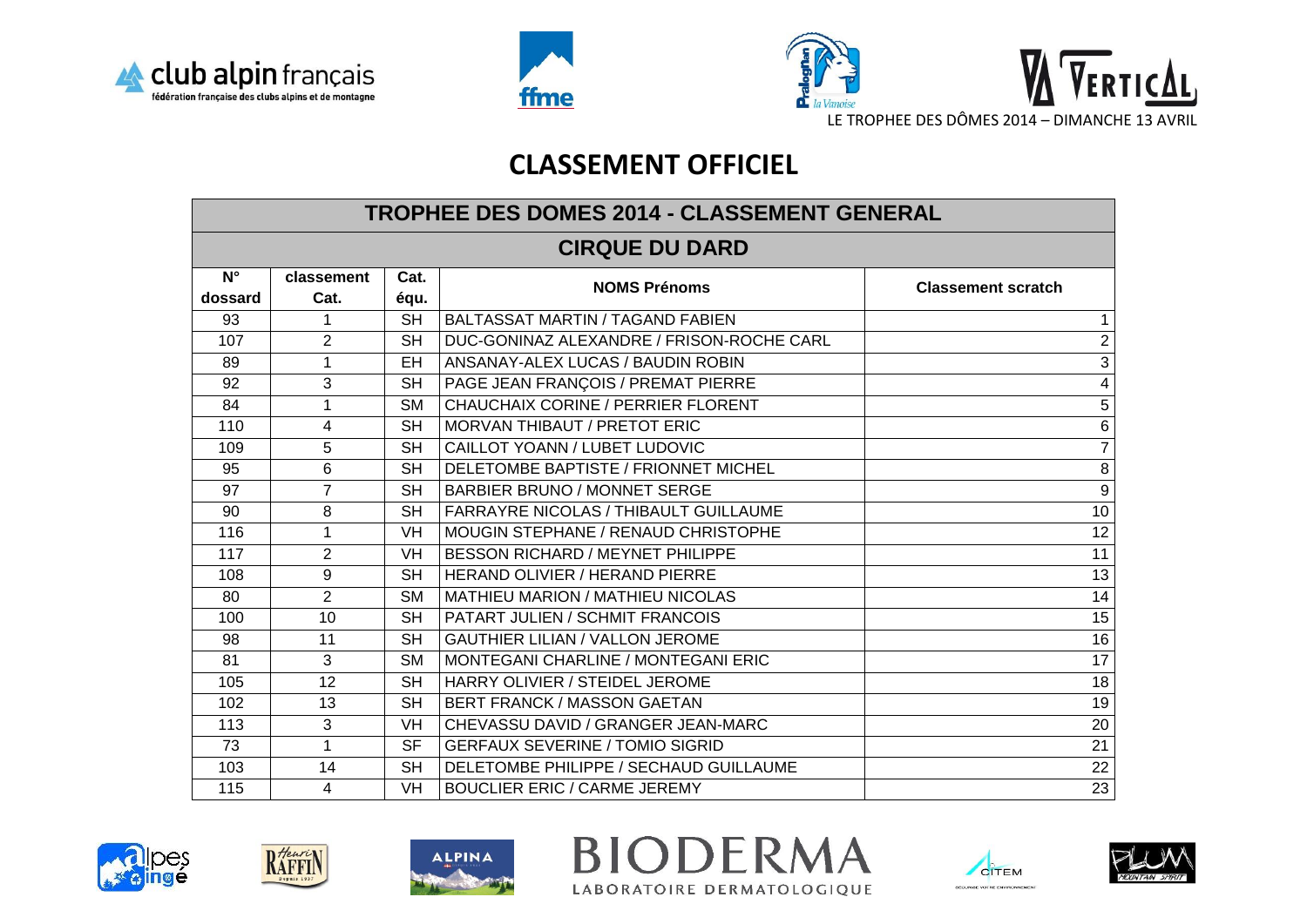LE TROPHEE DES DÔMES 2014 – DIMANCHE 13 AVRIL

# CLASSEMENT OFFICIEL

| TROPHEE DES DOMES 2014 - CLASSEMENT GENERAL | | | | |
|---|---|---|---|---|
| **CIRQUE DU DARD** | | | | |
| **N° dossard** | **classement Cat.** | **Cat. équ.** | **NOMS Prénoms** | **Classement scratch** |
| 93 | 1 | SH | BALTASSAT MARTIN / TAGAND FABIEN | 1 |
| 107 | 2 | SH | DUC-GONINAZ ALEXANDRE / FRISON-ROCHE CARL | 2 |
| 89 | 1 | EH | ANSANAY-ALEX LUCAS / BAUDIN ROBIN | 3 |
| 92 | 3 | SH | PAGE JEAN FRANÇOIS / PREMAT PIERRE | 4 |
| 84 | 1 | SM | CHAUCHAIX CORINE / PERRIER FLORENT | 5 |
| 110 | 4 | SH | MORVAN THIBAUT / PRETOT ERIC | 6 |
| 109 | 5 | SH | CAILLOT YOANN / LUBET LUDOVIC | 7 |
| 95 | 6 | SH | DELETOMBE BAPTISTE / FRIONNET MICHEL | 8 |
| 97 | 7 | SH | BARBIER BRUNO / MONNET SERGE | 9 |
| 90 | 8 | SH | FARRAYRE NICOLAS / THIBAULT GUILLAUME | 10 |
| 116 | 1 | VH | MOUGIN STEPHANE / RENAUD CHRISTOPHE | 12 |
| 117 | 2 | VH | BESSON RICHARD / MEYNET PHILIPPE | 11 |
| 108 | 9 | SH | HERAND OLIVIER / HERAND PIERRE | 13 |
| 80 | 2 | SM | MATHIEU MARION / MATHIEU NICOLAS | 14 |
| 100 | 10 | SH | PATART JULIEN / SCHMIT FRANCOIS | 15 |
| 98 | 11 | SH | GAUTHIER LILIAN / VALLON JEROME | 16 |
| 81 | 3 | SM | MONTEGANI CHARLINE / MONTEGANI ERIC | 17 |
| 105 | 12 | SH | HARRY OLIVIER / STEIDEL JEROME | 18 |
| 102 | 13 | SH | BERT FRANCK / MASSON GAETAN | 19 |
| 113 | 3 | VH | CHEVASSU DAVID / GRANGER JEAN-MARC | 20 |
| 73 | 1 | SF | GERFAUX SEVERINE / TOMIO SIGRID | 21 |
| 103 | 14 | SH | DELETOMBE PHILIPPE / SECHAUD GUILLAUME | 22 |
| 115 | 4 | VH | BOUCLIER ERIC / CARME JEREMY | 23 |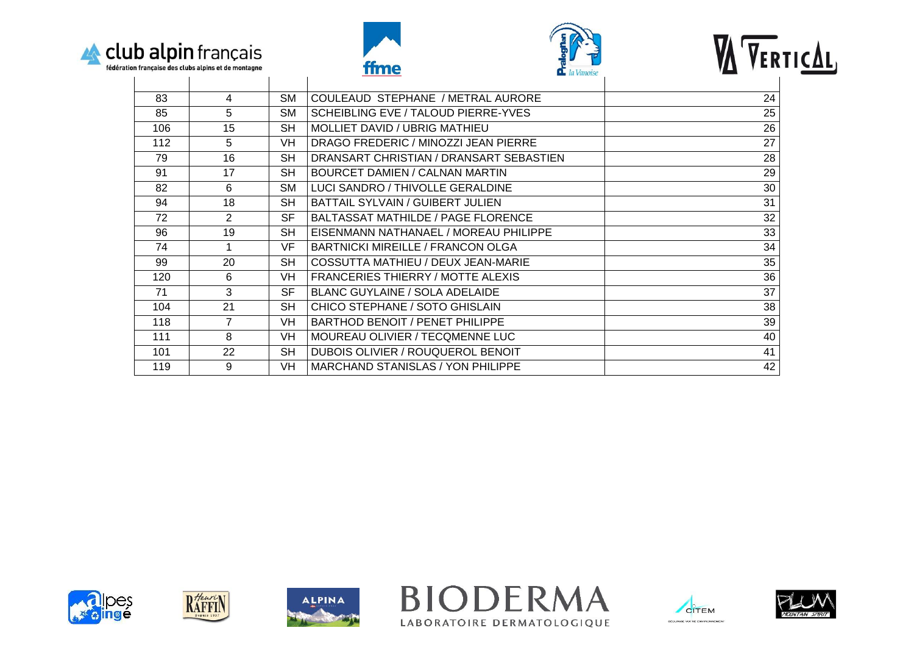| | | | | |
|---|---|---|---|---|
| 83 | 4 | SM | COULEAUD STEPHANE / METRAL AURORE | 24 |
| 85 | 5 | SM | SCHEIBLING EVE / TALOUD PIERRE-YVES | 25 |
| 106 | 15 | SH | MOLLIET DAVID / UBRIG MATHIEU | 26 |
| 112 | 5 | VH | DRAGO FREDERIC / MINOZZI JEAN PIERRE | 27 |
| 79 | 16 | SH | DRANSART CHRISTIAN / DRANSART SEBASTIEN | 28 |
| 91 | 17 | SH | BOURCET DAMIEN / CALNAN MARTIN | 29 |
| 82 | 6 | SM | LUCI SANDRO / THIVOLLE GERALDINE | 30 |
| 94 | 18 | SH | BATTAIL SYLVAIN / GUIBERT JULIEN | 31 |
| 72 | 2 | SF | BALTASSAT MATHILDE / PAGE FLORENCE | 32 |
| 96 | 19 | SH | EISENMANN NATHANAEL / MOREAU PHILIPPE | 33 |
| 74 | 1 | VF | BARTNICKI MIREILLE / FRANCON OLGA | 34 |
| 99 | 20 | SH | COSSUTTA MATHIEU / DEUX JEAN-MARIE | 35 |
| 120 | 6 | VH | FRANCERIES THIERRY / MOTTE ALEXIS | 36 |
| 71 | 3 | SF | BLANC GUYLAINE / SOLA ADELAIDE | 37 |
| 104 | 21 | SH | CHICO STEPHANE / SOTO GHISLAIN | 38 |
| 118 | 7 | VH | BARTHOD BENOIT / PENET PHILIPPE | 39 |
| 111 | 8 | VH | MOUREAU OLIVIER / TECQMENNE LUC | 40 |
| 101 | 22 | SH | DUBOIS OLIVIER / ROUQUEROL BENOIT | 41 |
| 119 | 9 | VH | MARCHAND STANISLAS / YON PHILIPPE | 42 |